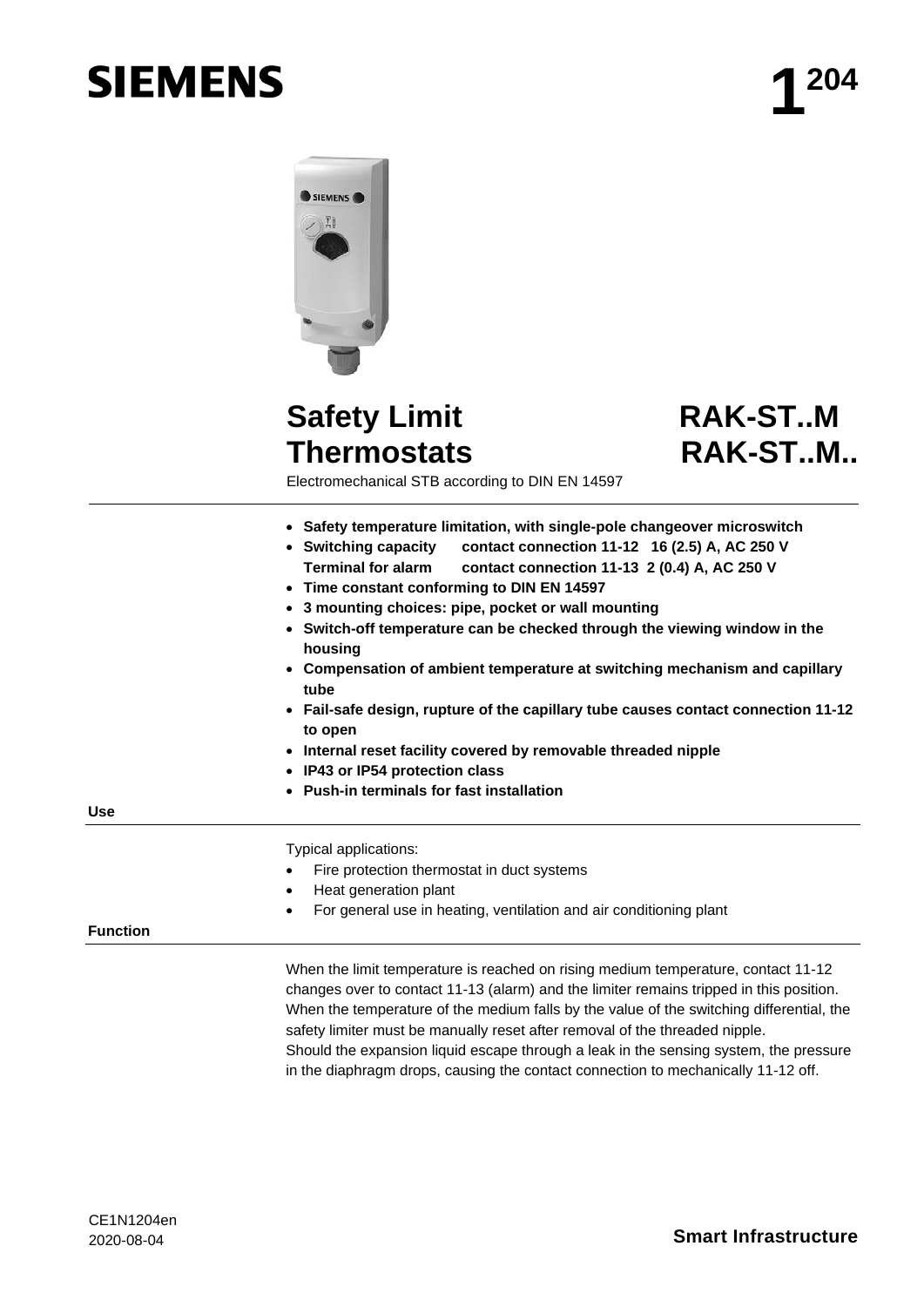# SIEMENS

**1**[204]

# Safety Limit Thermostats

# RAK-ST..M RAK-ST..M..

Electromechanical STB according to DIN EN 14597

- **Safety temperature limitation, with single-pole changeover microswitch**
- **Switching capacity contact connection 11-12 16 (2.5) A, AC 250 V**
  **Terminal for alarm contact connection 11-13 2 (0.4) A, AC 250 V**
- **Time constant conforming to DIN EN 14597**
- **3 mounting choices: pipe, pocket or wall mounting**
- **Switch-off temperature can be checked through the viewing window in the housing**
- **Compensation of ambient temperature at switching mechanism and capillary tube**
- **Fail-safe design, rupture of the capillary tube causes contact connection 11-12 to open**
- **Internal reset facility covered by removable threaded nipple**
- **IP43 or IP54 protection class**
- **Push-in terminals for fast installation**

## Use

Typical applications:

- Fire protection thermostat in duct systems
- Heat generation plant
- For general use in heating, ventilation and air conditioning plant

## Function

When the limit temperature is reached on rising medium temperature, contact 11-12 changes over to contact 11-13 (alarm) and the limiter remains tripped in this position. When the temperature of the medium falls by the value of the switching differential, the safety limiter must be manually reset after removal of the threaded nipple.
Should the expansion liquid escape through a leak in the sensing system, the pressure in the diaphragm drops, causing the contact connection to mechanically 11-12 off.

CE1N1204en
2020-08-04

**Smart Infrastructure**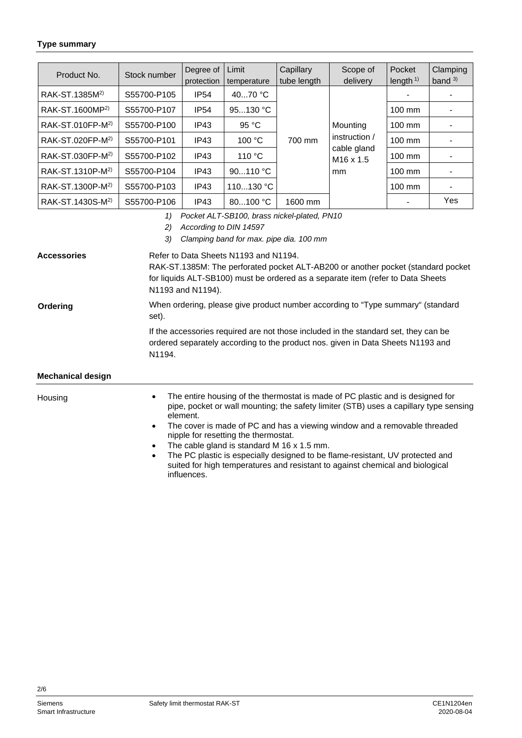### Type summary

| Product No. | Stock number | Degree of protection | Limit temperature | Capillary tube length | Scope of delivery | Pocket length [1] | Clamping band [3] |
|---|---|---|---|---|---|---|---|
| RAK-ST.1385M[2] | S55700-P105 | IP54 | 40...70 °C | 700 mm | Mounting instruction / cable gland M16 x 1.5 mm | - | - |
| RAK-ST.1600MP[2] | S55700-P107 | IP54 | 95...130 °C | | | 100 mm | - |
| RAK-ST.010FP-M[2] | S55700-P100 | IP43 | 95 °C | | | 100 mm | - |
| RAK-ST.020FP-M[2] | S55700-P101 | IP43 | 100 °C | | | 100 mm | - |
| RAK-ST.030FP-M[2] | S55700-P102 | IP43 | 110 °C | | | 100 mm | - |
| RAK-ST.1310P-M[2] | S55700-P104 | IP43 | 90...110 °C | | | 100 mm | - |
| RAK-ST.1300P-M[2] | S55700-P103 | IP43 | 110...130 °C | | | 100 mm | - |
| RAK-ST.1430S-M[2] | S55700-P106 | IP43 | 80...100 °C | 1600 mm | | - | Yes |

*1) Pocket ALT-SB100, brass nickel-plated, PN10*

*2) According to DIN 14597*

*3) Clamping band for max. pipe dia. 100 mm*

**Accessories**

Refer to Data Sheets N1193 and N1194.
RAK-ST.1385M: The perforated pocket ALT-AB200 or another pocket (standard pocket for liquids ALT-SB100) must be ordered as a separate item (refer to Data Sheets N1193 and N1194).

**Ordering**

When ordering, please give product number according to "Type summary" (standard set).

If the accessories required are not those included in the standard set, they can be ordered separately according to the product nos. given in Data Sheets N1193 and N1194.

### Mechanical design

Housing

- The entire housing of the thermostat is made of PC plastic and is designed for pipe, pocket or wall mounting; the safety limiter (STB) uses a capillary type sensing element.
- The cover is made of PC and has a viewing window and a removable threaded nipple for resetting the thermostat.
- The cable gland is standard M 16 x 1.5 mm.
- The PC plastic is especially designed to be flame-resistant, UV protected and suited for high temperatures and resistant to against chemical and biological influences.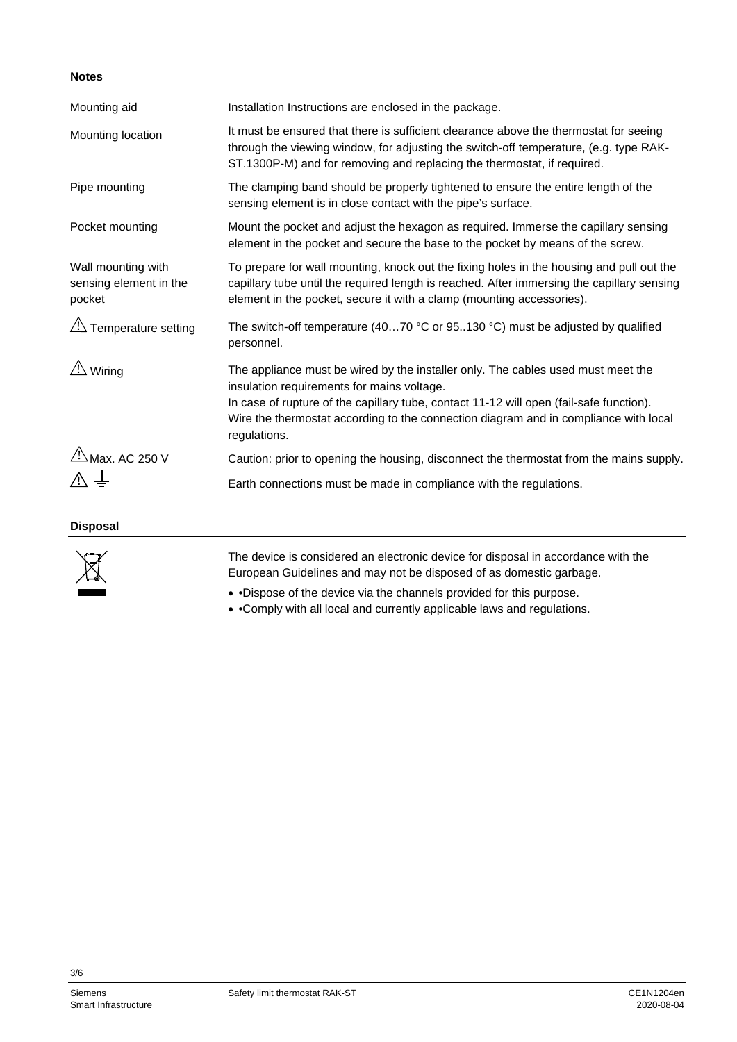## Notes

| | |
|---|---|
| Mounting aid | Installation Instructions are enclosed in the package. |
| Mounting location | It must be ensured that there is sufficient clearance above the thermostat for seeing through the viewing window, for adjusting the switch-off temperature, (e.g. type RAK-ST.1300P-M) and for removing and replacing the thermostat, if required. |
| Pipe mounting | The clamping band should be properly tightened to ensure the entire length of the sensing element is in close contact with the pipe's surface. |
| Pocket mounting | Mount the pocket and adjust the hexagon as required. Immerse the capillary sensing element in the pocket and secure the base to the pocket by means of the screw. |
| Wall mounting with sensing element in the pocket | To prepare for wall mounting, knock out the fixing holes in the housing and pull out the capillary tube until the required length is reached. After immersing the capillary sensing element in the pocket, secure it with a clamp (mounting accessories). |
| ⚠ Temperature setting | The switch-off temperature (40…70 °C or 95..130 °C) must be adjusted by qualified personnel. |
| ⚠ Wiring | The appliance must be wired by the installer only. The cables used must meet the insulation requirements for mains voltage.<br>In case of rupture of the capillary tube, contact 11-12 will open (fail-safe function).<br>Wire the thermostat according to the connection diagram and in compliance with local regulations. |
| ⚠ Max. AC 250 V | Caution: prior to opening the housing, disconnect the thermostat from the mains supply. |
| ⚠ ⏚ | Earth connections must be made in compliance with the regulations. |

## Disposal

The device is considered an electronic device for disposal in accordance with the European Guidelines and may not be disposed of as domestic garbage.

- •Dispose of the device via the channels provided for this purpose.
- •Comply with all local and currently applicable laws and regulations.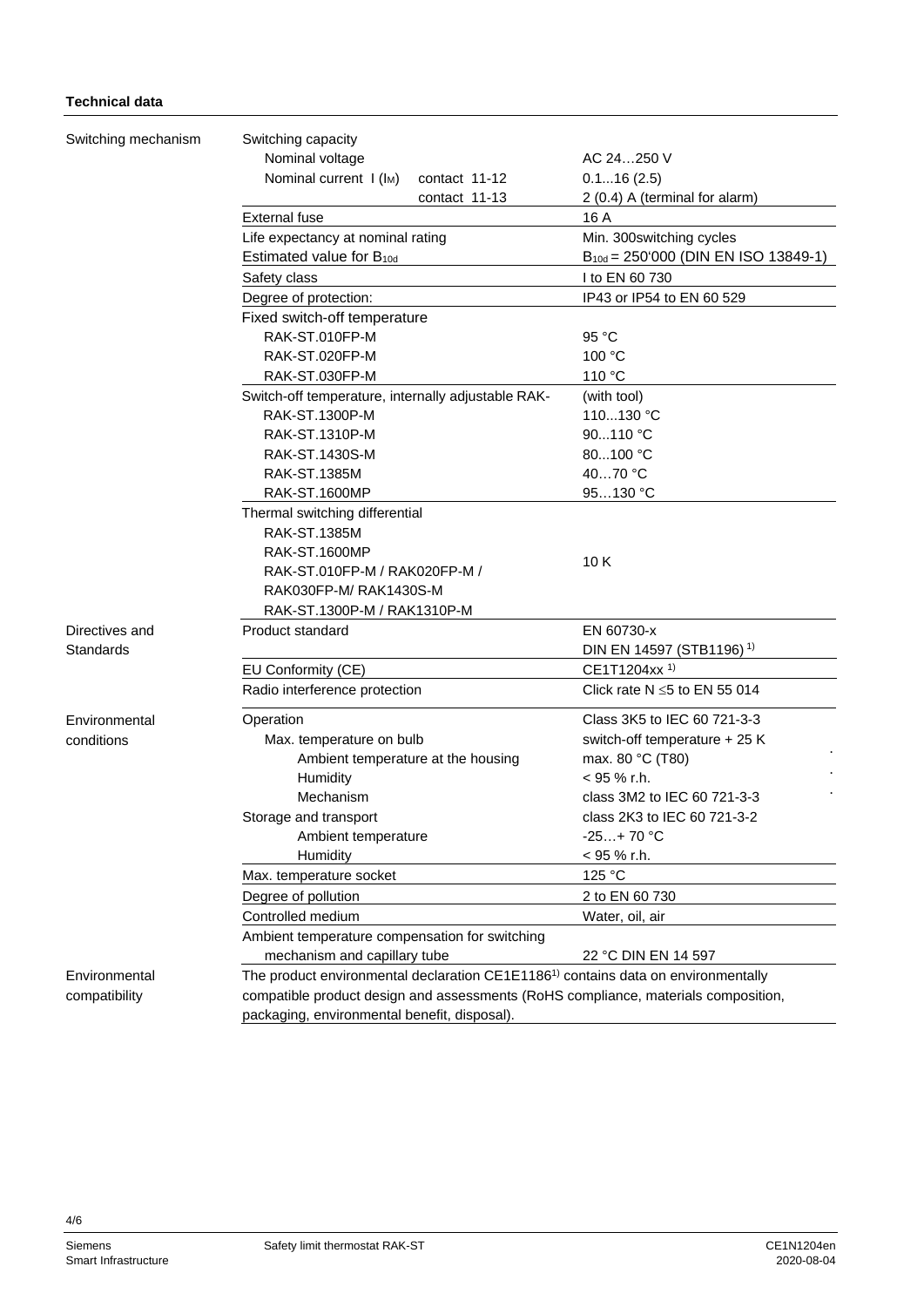**Technical data**

| | | |
|---|---|---|
| Switching mechanism | Switching capacity | |
| | Nominal voltage | AC 24…250 V |
| | Nominal current I ($I_M$) contact 11-12 | 0.1...16 (2.5) |
| | contact 11-13 | 2 (0.4) A (terminal for alarm) |
| | External fuse | 16 A |
| | Life expectancy at nominal rating | Min. 300switching cycles |
| | Estimated value for $B_{10d}$ | $B_{10d}$ = 250'000 (DIN EN ISO 13849-1) |
| | Safety class | I to EN 60 730 |
| | Degree of protection: | IP43 or IP54 to EN 60 529 |
| | Fixed switch-off temperature | |
| | RAK-ST.010FP-M | 95 °C |
| | RAK-ST.020FP-M | 100 °C |
| | RAK-ST.030FP-M | 110 °C |
| | Switch-off temperature, internally adjustable RAK- | (with tool) |
| | RAK-ST.1300P-M | 110...130 °C |
| | RAK-ST.1310P-M | 90...110 °C |
| | RAK-ST.1430S-M | 80...100 °C |
| | RAK-ST.1385M | 40…70 °C |
| | RAK-ST.1600MP | 95…130 °C |
| | Thermal switching differential | |
| | RAK-ST.1385M<br>RAK-ST.1600MP<br>RAK-ST.010FP-M / RAK020FP-M /<br>RAK030FP-M/ RAK1430S-M<br>RAK-ST.1300P-M / RAK1310P-M | 10 K |
| Directives and Standards | Product standard | EN 60730-x<br>DIN EN 14597 (STB1196) [1)] |
| | EU Conformity (CE) | CE1T1204xx [1)] |
| | Radio interference protection | Click rate N ≤5 to EN 55 014 |
| Environmental conditions | Operation | Class 3K5 to IEC 60 721-3-3 |
| | Max. temperature on bulb | switch-off temperature + 25 K |
| | Ambient temperature at the housing | max. 80 °C (T80) |
| | Humidity | < 95 % r.h. |
| | Mechanism | class 3M2 to IEC 60 721-3-3 |
| | Storage and transport | class 2K3 to IEC 60 721-3-2 |
| | Ambient temperature | -25…+ 70 °C |
| | Humidity | < 95 % r.h. |
| | Max. temperature socket | 125 °C |
| | Degree of pollution | 2 to EN 60 730 |
| | Controlled medium | Water, oil, air |
| | Ambient temperature compensation for switching mechanism and capillary tube | 22 °C DIN EN 14 597 |
| Environmental compatibility | The product environmental declaration CE1E1186[1)] contains data on environmentally compatible product design and assessments (RoHS compliance, materials composition, packaging, environmental benefit, disposal). | |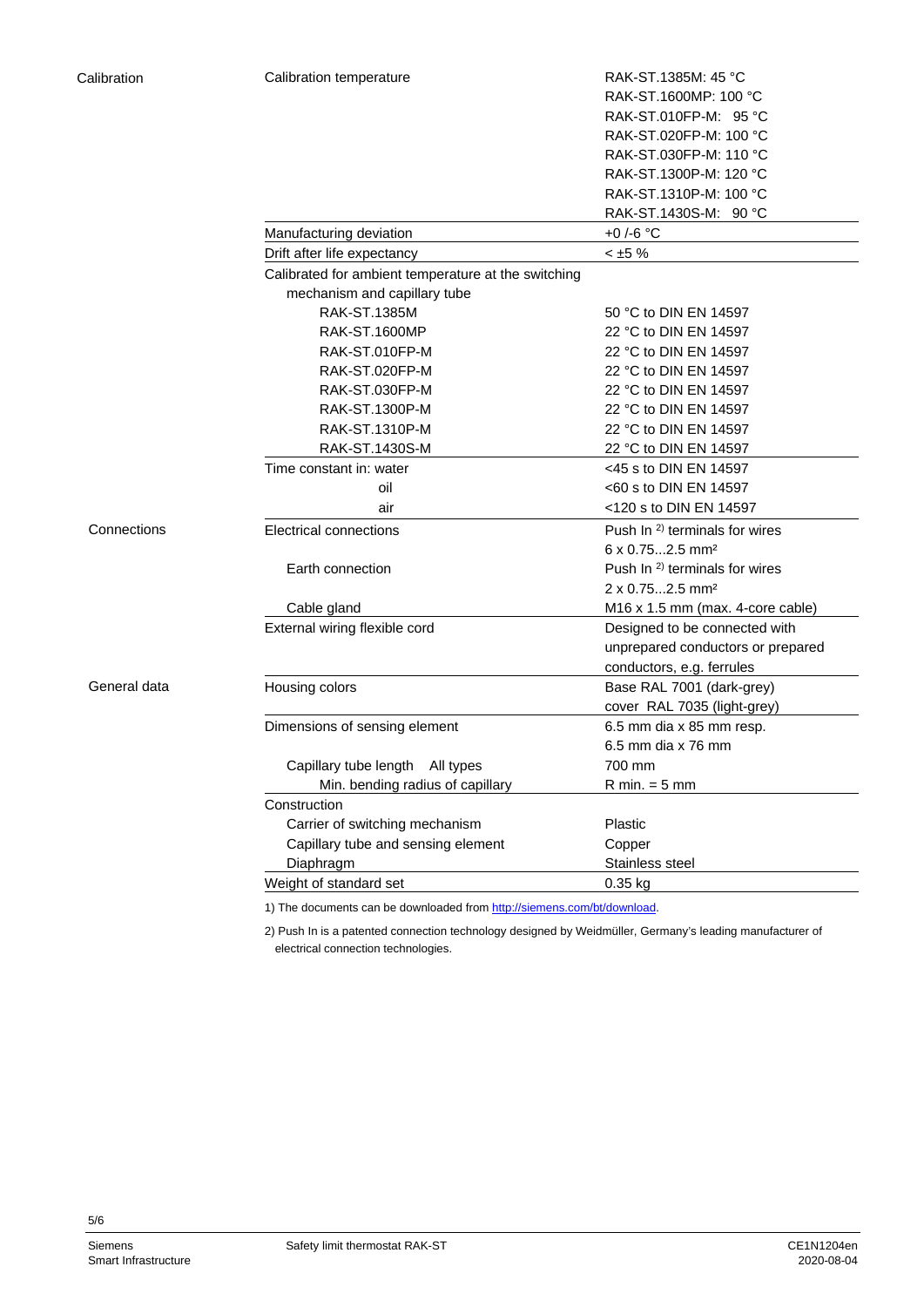| | | |
|---|---|---|
| Calibration | Calibration temperature | RAK-ST.1385M: 45 °C<br>RAK-ST.1600MP: 100 °C<br>RAK-ST.010FP-M: 95 °C<br>RAK-ST.020FP-M: 100 °C<br>RAK-ST.030FP-M: 110 °C<br>RAK-ST.1300P-M: 120 °C<br>RAK-ST.1310P-M: 100 °C<br>RAK-ST.1430S-M: 90 °C |
| | Manufacturing deviation | +0 /-6 °C |
| | Drift after life expectancy | < ±5 % |
| | Calibrated for ambient temperature at the switching mechanism and capillary tube | |
| | RAK-ST.1385M | 50 °C to DIN EN 14597 |
| | RAK-ST.1600MP | 22 °C to DIN EN 14597 |
| | RAK-ST.010FP-M | 22 °C to DIN EN 14597 |
| | RAK-ST.020FP-M | 22 °C to DIN EN 14597 |
| | RAK-ST.030FP-M | 22 °C to DIN EN 14597 |
| | RAK-ST.1300P-M | 22 °C to DIN EN 14597 |
| | RAK-ST.1310P-M | 22 °C to DIN EN 14597 |
| | RAK-ST.1430S-M | 22 °C to DIN EN 14597 |
| | Time constant in: water | <45 s to DIN EN 14597 |
| | oil | <60 s to DIN EN 14597 |
| | air | <120 s to DIN EN 14597 |
| Connections | Electrical connections | Push In [2] terminals for wires 6 x 0.75...2.5 mm² |
| | Earth connection | Push In [2] terminals for wires 2 x 0.75...2.5 mm² |
| | Cable gland | M16 x 1.5 mm (max. 4-core cable) |
| | External wiring flexible cord | Designed to be connected with unprepared conductors or prepared conductors, e.g. ferrules |
| General data | Housing colors | Base RAL 7001 (dark-grey)<br>cover RAL 7035 (light-grey) |
| | Dimensions of sensing element | 6.5 mm dia x 85 mm resp.<br>6.5 mm dia x 76 mm |
| | Capillary tube length All types | 700 mm |
| | Min. bending radius of capillary | R min. = 5 mm |
| | Construction | |
| | Carrier of switching mechanism | Plastic |
| | Capillary tube and sensing element | Copper |
| | Diaphragm | Stainless steel |
| | Weight of standard set | 0.35 kg |

1) The documents can be downloaded from http://siemens.com/bt/download.

2) Push In is a patented connection technology designed by Weidmüller, Germany's leading manufacturer of electrical connection technologies.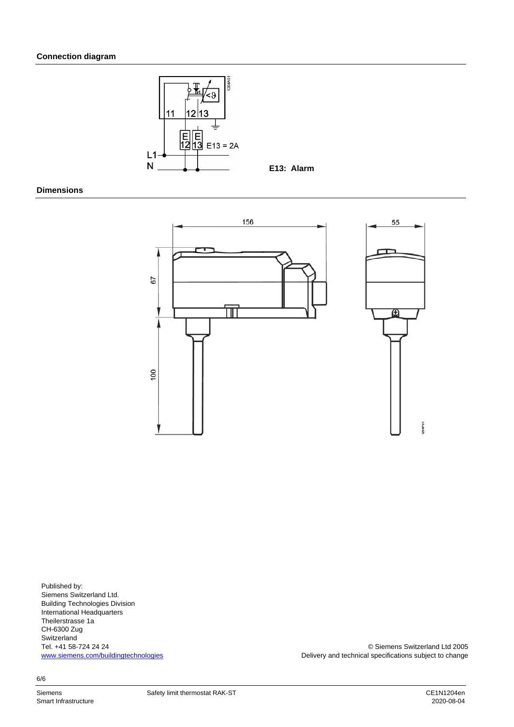## Connection diagram

11 12 13

E12 E13 E13 = 2A

L1

N

**E13: Alarm**

## Dimensions

156

55

67

100

Published by:
Siemens Switzerland Ltd.
Building Technologies Division
International Headquarters
Theilerstrasse 1a
CH-6300 Zug
Switzerland
Tel. +41 58-724 24 24
[www.siemens.com/buildingtechnologies](http://www.siemens.com/buildingtechnologies)

© Siemens Switzerland Ltd 2005
Delivery and technical specifications subject to change